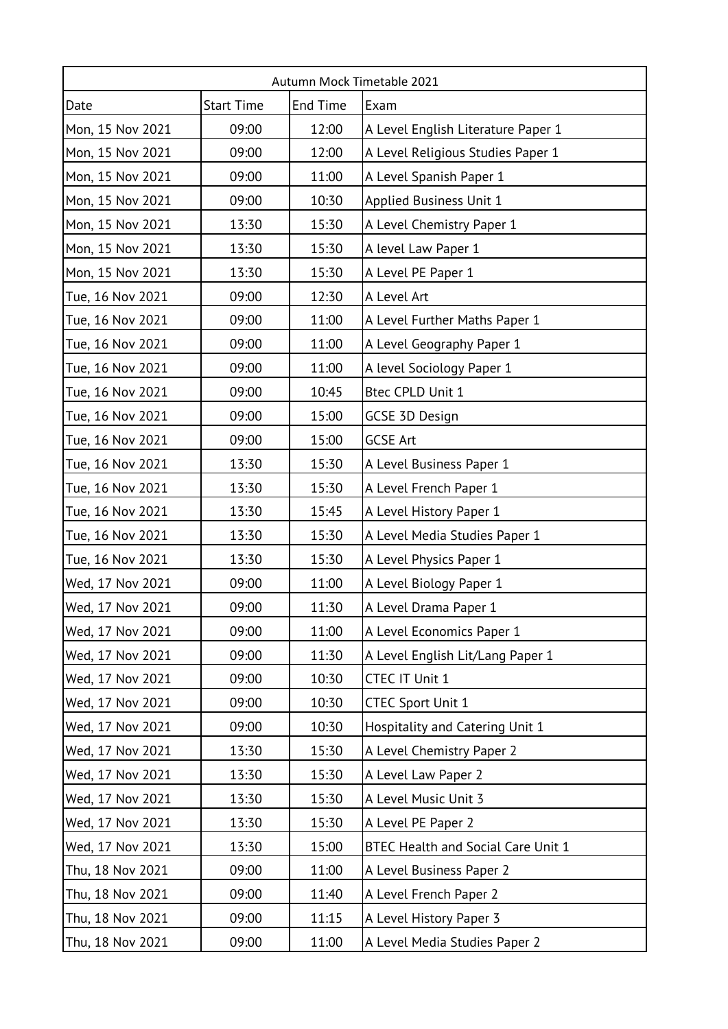| Autumn Mock Timetable 2021 | | | |
|---|---|---|---|
| Date | Start Time | End Time | Exam |
| Mon, 15 Nov 2021 | 09:00 | 12:00 | A Level English Literature Paper 1 |
| Mon, 15 Nov 2021 | 09:00 | 12:00 | A Level Religious Studies Paper 1 |
| Mon, 15 Nov 2021 | 09:00 | 11:00 | A Level Spanish Paper 1 |
| Mon, 15 Nov 2021 | 09:00 | 10:30 | Applied Business Unit 1 |
| Mon, 15 Nov 2021 | 13:30 | 15:30 | A Level Chemistry Paper 1 |
| Mon, 15 Nov 2021 | 13:30 | 15:30 | A level Law Paper 1 |
| Mon, 15 Nov 2021 | 13:30 | 15:30 | A Level PE Paper 1 |
| Tue, 16 Nov 2021 | 09:00 | 12:30 | A Level Art |
| Tue, 16 Nov 2021 | 09:00 | 11:00 | A Level Further Maths Paper 1 |
| Tue, 16 Nov 2021 | 09:00 | 11:00 | A Level Geography Paper 1 |
| Tue, 16 Nov 2021 | 09:00 | 11:00 | A level Sociology Paper 1 |
| Tue, 16 Nov 2021 | 09:00 | 10:45 | Btec CPLD Unit 1 |
| Tue, 16 Nov 2021 | 09:00 | 15:00 | GCSE 3D Design |
| Tue, 16 Nov 2021 | 09:00 | 15:00 | GCSE Art |
| Tue, 16 Nov 2021 | 13:30 | 15:30 | A Level Business Paper 1 |
| Tue, 16 Nov 2021 | 13:30 | 15:30 | A Level French Paper 1 |
| Tue, 16 Nov 2021 | 13:30 | 15:45 | A Level History Paper 1 |
| Tue, 16 Nov 2021 | 13:30 | 15:30 | A Level Media Studies Paper 1 |
| Tue, 16 Nov 2021 | 13:30 | 15:30 | A Level Physics Paper 1 |
| Wed, 17 Nov 2021 | 09:00 | 11:00 | A Level Biology Paper 1 |
| Wed, 17 Nov 2021 | 09:00 | 11:30 | A Level Drama Paper 1 |
| Wed, 17 Nov 2021 | 09:00 | 11:00 | A Level Economics Paper 1 |
| Wed, 17 Nov 2021 | 09:00 | 11:30 | A Level English Lit/Lang Paper 1 |
| Wed, 17 Nov 2021 | 09:00 | 10:30 | CTEC IT Unit 1 |
| Wed, 17 Nov 2021 | 09:00 | 10:30 | CTEC Sport Unit 1 |
| Wed, 17 Nov 2021 | 09:00 | 10:30 | Hospitality and Catering Unit 1 |
| Wed, 17 Nov 2021 | 13:30 | 15:30 | A Level Chemistry Paper 2 |
| Wed, 17 Nov 2021 | 13:30 | 15:30 | A Level Law Paper 2 |
| Wed, 17 Nov 2021 | 13:30 | 15:30 | A Level Music Unit 3 |
| Wed, 17 Nov 2021 | 13:30 | 15:30 | A Level PE Paper 2 |
| Wed, 17 Nov 2021 | 13:30 | 15:00 | BTEC Health and Social Care Unit 1 |
| Thu, 18 Nov 2021 | 09:00 | 11:00 | A Level Business Paper 2 |
| Thu, 18 Nov 2021 | 09:00 | 11:40 | A Level French Paper 2 |
| Thu, 18 Nov 2021 | 09:00 | 11:15 | A Level History Paper 3 |
| Thu, 18 Nov 2021 | 09:00 | 11:00 | A Level Media Studies Paper 2 |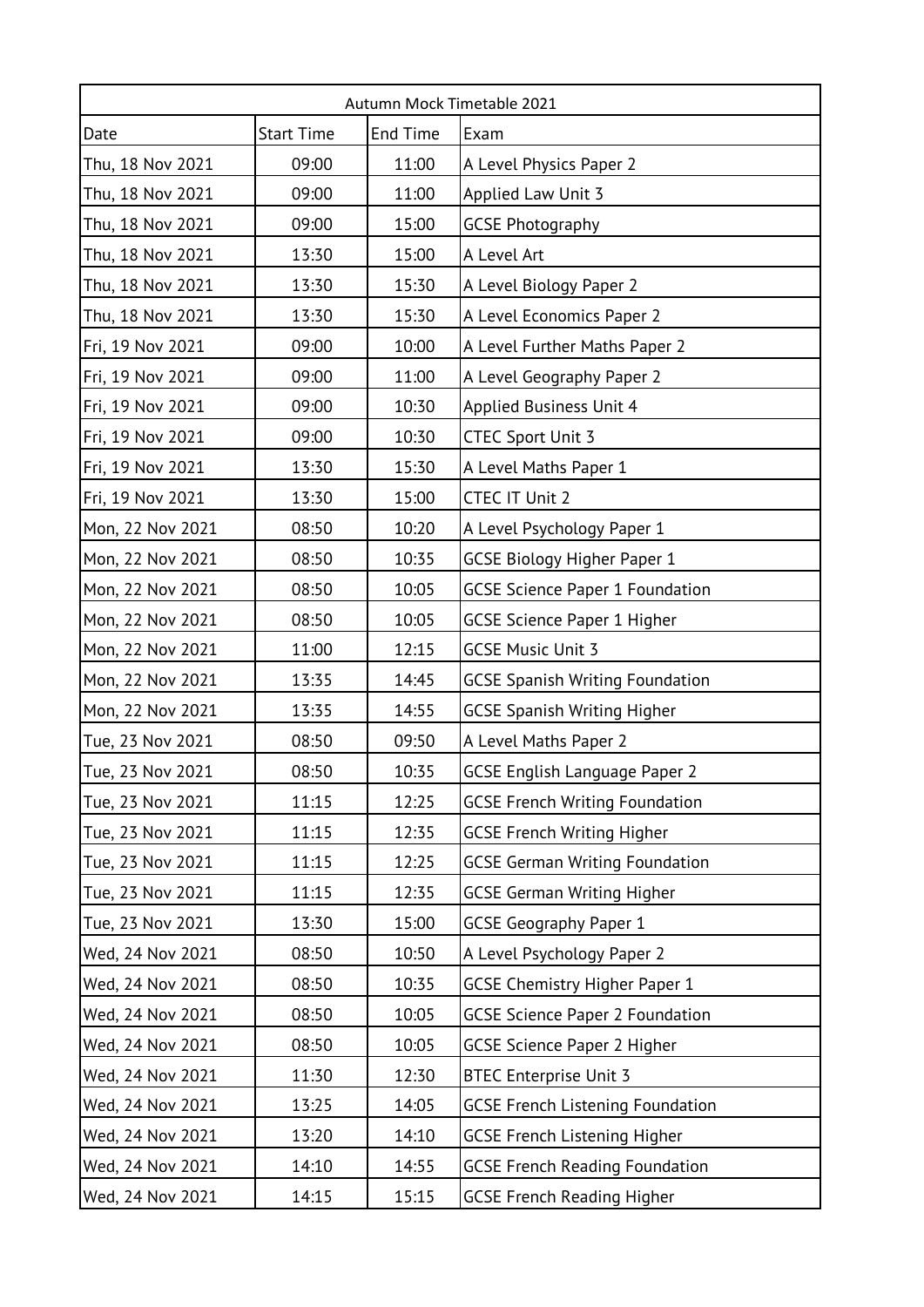| Autumn Mock Timetable 2021 | | | |
|---|---|---|---|
| Date | Start Time | End Time | Exam |
| Thu, 18 Nov 2021 | 09:00 | 11:00 | A Level Physics Paper 2 |
| Thu, 18 Nov 2021 | 09:00 | 11:00 | Applied Law Unit 3 |
| Thu, 18 Nov 2021 | 09:00 | 15:00 | GCSE Photography |
| Thu, 18 Nov 2021 | 13:30 | 15:00 | A Level Art |
| Thu, 18 Nov 2021 | 13:30 | 15:30 | A Level Biology Paper 2 |
| Thu, 18 Nov 2021 | 13:30 | 15:30 | A Level Economics Paper 2 |
| Fri, 19 Nov 2021 | 09:00 | 10:00 | A Level Further Maths Paper 2 |
| Fri, 19 Nov 2021 | 09:00 | 11:00 | A Level Geography Paper 2 |
| Fri, 19 Nov 2021 | 09:00 | 10:30 | Applied Business Unit 4 |
| Fri, 19 Nov 2021 | 09:00 | 10:30 | CTEC Sport Unit 3 |
| Fri, 19 Nov 2021 | 13:30 | 15:30 | A Level Maths Paper 1 |
| Fri, 19 Nov 2021 | 13:30 | 15:00 | CTEC IT Unit 2 |
| Mon, 22 Nov 2021 | 08:50 | 10:20 | A Level Psychology Paper 1 |
| Mon, 22 Nov 2021 | 08:50 | 10:35 | GCSE Biology Higher Paper 1 |
| Mon, 22 Nov 2021 | 08:50 | 10:05 | GCSE Science Paper 1 Foundation |
| Mon, 22 Nov 2021 | 08:50 | 10:05 | GCSE Science Paper 1 Higher |
| Mon, 22 Nov 2021 | 11:00 | 12:15 | GCSE Music Unit 3 |
| Mon, 22 Nov 2021 | 13:35 | 14:45 | GCSE Spanish Writing Foundation |
| Mon, 22 Nov 2021 | 13:35 | 14:55 | GCSE Spanish Writing Higher |
| Tue, 23 Nov 2021 | 08:50 | 09:50 | A Level Maths Paper 2 |
| Tue, 23 Nov 2021 | 08:50 | 10:35 | GCSE English Language Paper 2 |
| Tue, 23 Nov 2021 | 11:15 | 12:25 | GCSE French Writing Foundation |
| Tue, 23 Nov 2021 | 11:15 | 12:35 | GCSE French Writing Higher |
| Tue, 23 Nov 2021 | 11:15 | 12:25 | GCSE German Writing Foundation |
| Tue, 23 Nov 2021 | 11:15 | 12:35 | GCSE German Writing Higher |
| Tue, 23 Nov 2021 | 13:30 | 15:00 | GCSE Geography Paper 1 |
| Wed, 24 Nov 2021 | 08:50 | 10:50 | A Level Psychology Paper 2 |
| Wed, 24 Nov 2021 | 08:50 | 10:35 | GCSE Chemistry Higher Paper 1 |
| Wed, 24 Nov 2021 | 08:50 | 10:05 | GCSE Science Paper 2 Foundation |
| Wed, 24 Nov 2021 | 08:50 | 10:05 | GCSE Science Paper 2 Higher |
| Wed, 24 Nov 2021 | 11:30 | 12:30 | BTEC Enterprise Unit 3 |
| Wed, 24 Nov 2021 | 13:25 | 14:05 | GCSE French Listening Foundation |
| Wed, 24 Nov 2021 | 13:20 | 14:10 | GCSE French Listening Higher |
| Wed, 24 Nov 2021 | 14:10 | 14:55 | GCSE French Reading Foundation |
| Wed, 24 Nov 2021 | 14:15 | 15:15 | GCSE French Reading Higher |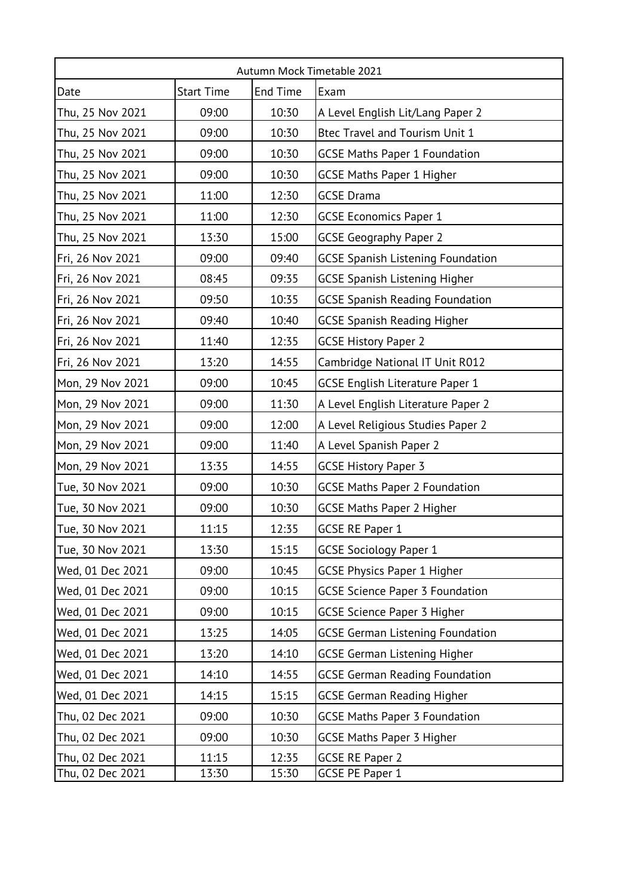| Autumn Mock Timetable 2021 | | | |
|---|---|---|---|
| Date | Start Time | End Time | Exam |
| Thu, 25 Nov 2021 | 09:00 | 10:30 | A Level English Lit/Lang Paper 2 |
| Thu, 25 Nov 2021 | 09:00 | 10:30 | Btec Travel and Tourism Unit 1 |
| Thu, 25 Nov 2021 | 09:00 | 10:30 | GCSE Maths Paper 1 Foundation |
| Thu, 25 Nov 2021 | 09:00 | 10:30 | GCSE Maths Paper 1 Higher |
| Thu, 25 Nov 2021 | 11:00 | 12:30 | GCSE Drama |
| Thu, 25 Nov 2021 | 11:00 | 12:30 | GCSE Economics Paper 1 |
| Thu, 25 Nov 2021 | 13:30 | 15:00 | GCSE Geography Paper 2 |
| Fri, 26 Nov 2021 | 09:00 | 09:40 | GCSE Spanish Listening Foundation |
| Fri, 26 Nov 2021 | 08:45 | 09:35 | GCSE Spanish Listening Higher |
| Fri, 26 Nov 2021 | 09:50 | 10:35 | GCSE Spanish Reading Foundation |
| Fri, 26 Nov 2021 | 09:40 | 10:40 | GCSE Spanish Reading Higher |
| Fri, 26 Nov 2021 | 11:40 | 12:35 | GCSE History Paper 2 |
| Fri, 26 Nov 2021 | 13:20 | 14:55 | Cambridge National IT Unit R012 |
| Mon, 29 Nov 2021 | 09:00 | 10:45 | GCSE English Literature Paper 1 |
| Mon, 29 Nov 2021 | 09:00 | 11:30 | A Level English Literature Paper 2 |
| Mon, 29 Nov 2021 | 09:00 | 12:00 | A Level Religious Studies Paper 2 |
| Mon, 29 Nov 2021 | 09:00 | 11:40 | A Level Spanish Paper 2 |
| Mon, 29 Nov 2021 | 13:35 | 14:55 | GCSE History Paper 3 |
| Tue, 30 Nov 2021 | 09:00 | 10:30 | GCSE Maths Paper 2 Foundation |
| Tue, 30 Nov 2021 | 09:00 | 10:30 | GCSE Maths Paper 2 Higher |
| Tue, 30 Nov 2021 | 11:15 | 12:35 | GCSE RE Paper 1 |
| Tue, 30 Nov 2021 | 13:30 | 15:15 | GCSE Sociology Paper 1 |
| Wed, 01 Dec 2021 | 09:00 | 10:45 | GCSE Physics Paper 1 Higher |
| Wed, 01 Dec 2021 | 09:00 | 10:15 | GCSE Science Paper 3 Foundation |
| Wed, 01 Dec 2021 | 09:00 | 10:15 | GCSE Science Paper 3 Higher |
| Wed, 01 Dec 2021 | 13:25 | 14:05 | GCSE German Listening Foundation |
| Wed, 01 Dec 2021 | 13:20 | 14:10 | GCSE German Listening Higher |
| Wed, 01 Dec 2021 | 14:10 | 14:55 | GCSE German Reading Foundation |
| Wed, 01 Dec 2021 | 14:15 | 15:15 | GCSE German Reading Higher |
| Thu, 02 Dec 2021 | 09:00 | 10:30 | GCSE Maths Paper 3 Foundation |
| Thu, 02 Dec 2021 | 09:00 | 10:30 | GCSE Maths Paper 3 Higher |
| Thu, 02 Dec 2021 | 11:15 | 12:35 | GCSE RE Paper 2 |
| Thu, 02 Dec 2021 | 13:30 | 15:30 | GCSE PE Paper 1 |